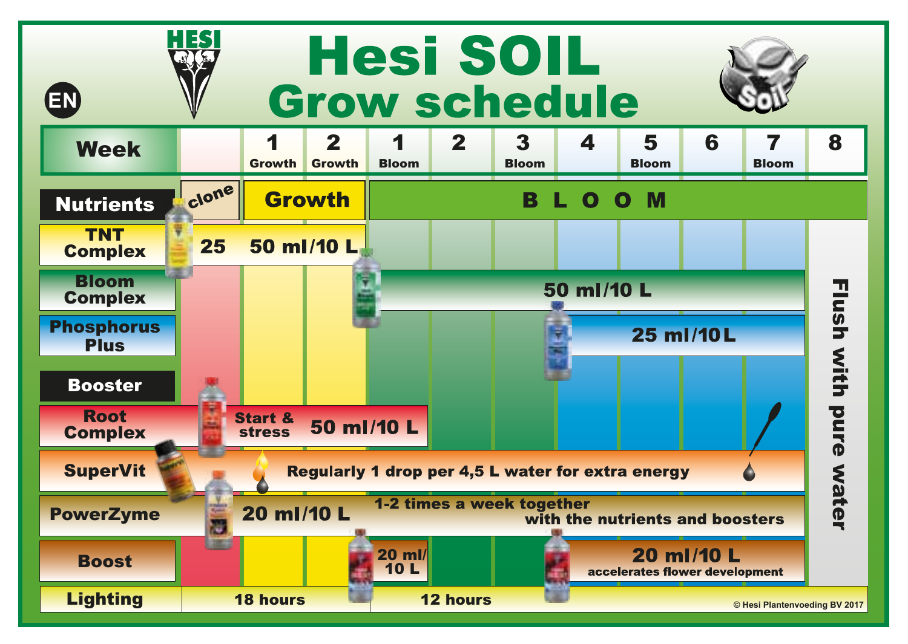# Hesi SOIL Grow schedule

EN

| Week | | 1 Growth | 2 Growth | 1 Bloom | 2 | 3 Bloom | 4 | 5 Bloom | 6 | 7 Bloom | 8 |
|---|---|---|---|---|---|---|---|---|---|---|---|
| **Nutrients** | clone | Growth | | BLOOM | | | | | | | |
| **TNT Complex** | 25 | 50 ml/10 L | | | | | | | | | Flush with pure water |
| **Bloom Complex** | | | | 50 ml/10 L | | | | | | | |
| **Phosphorus Plus** | | | | | | | 25 ml/10 L | | | | |
| **Booster** | | | | | | | | | | | |
| **Root Complex** | | Start & stress | 50 ml/10 L | | | | | | | | |
| **SuperVit** | | Regularly 1 drop per 4,5 L water for extra energy | | | | | | | | | |
| **PowerZyme** | | 20 ml/10 L | | 1-2 times a week together with the nutrients and boosters | | | | | | | |
| **Boost** | | | | 20 ml/10 L | | | 20 ml/10 L accelerates flower development | | | | |
| **Lighting** | | 18 hours | | 12 hours | | | | | | | |

© Hesi Plantenvoeding BV 2017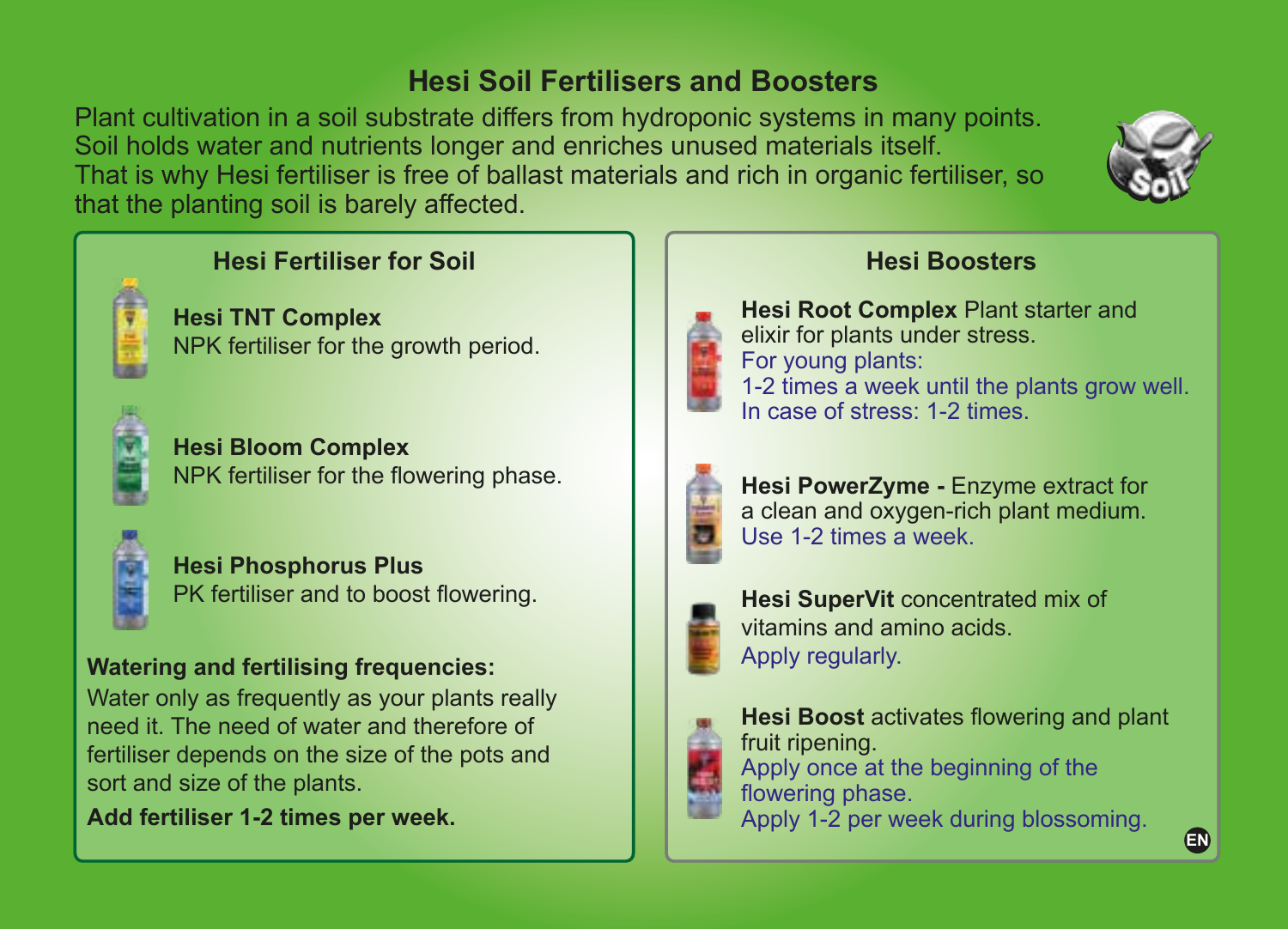# Hesi Soil Fertilisers and Boosters

Plant cultivation in a soil substrate differs from hydroponic systems in many points. Soil holds water and nutrients longer and enriches unused materials itself. That is why Hesi fertiliser is free of ballast materials and rich in organic fertiliser, so that the planting soil is barely affected.

## Hesi Fertiliser for Soil

**Hesi TNT Complex**
NPK fertiliser for the growth period.

**Hesi Bloom Complex**
NPK fertiliser for the flowering phase.

**Hesi Phosphorus Plus**
PK fertiliser and to boost flowering.

**Watering and fertilising frequencies:**

Water only as frequently as your plants really need it. The need of water and therefore of fertiliser depends on the size of the pots and sort and size of the plants.

**Add fertiliser 1-2 times per week.**

## Hesi Boosters

**Hesi Root Complex** Plant starter and elixir for plants under stress.
For young plants:
1-2 times a week until the plants grow well.
In case of stress: 1-2 times.

**Hesi PowerZyme -** Enzyme extract for a clean and oxygen-rich plant medium.
Use 1-2 times a week.

**Hesi SuperVit** concentrated mix of vitamins and amino acids.
Apply regularly.

**Hesi Boost** activates flowering and plant fruit ripening.
Apply once at the beginning of the flowering phase.
Apply 1-2 per week during blossoming.